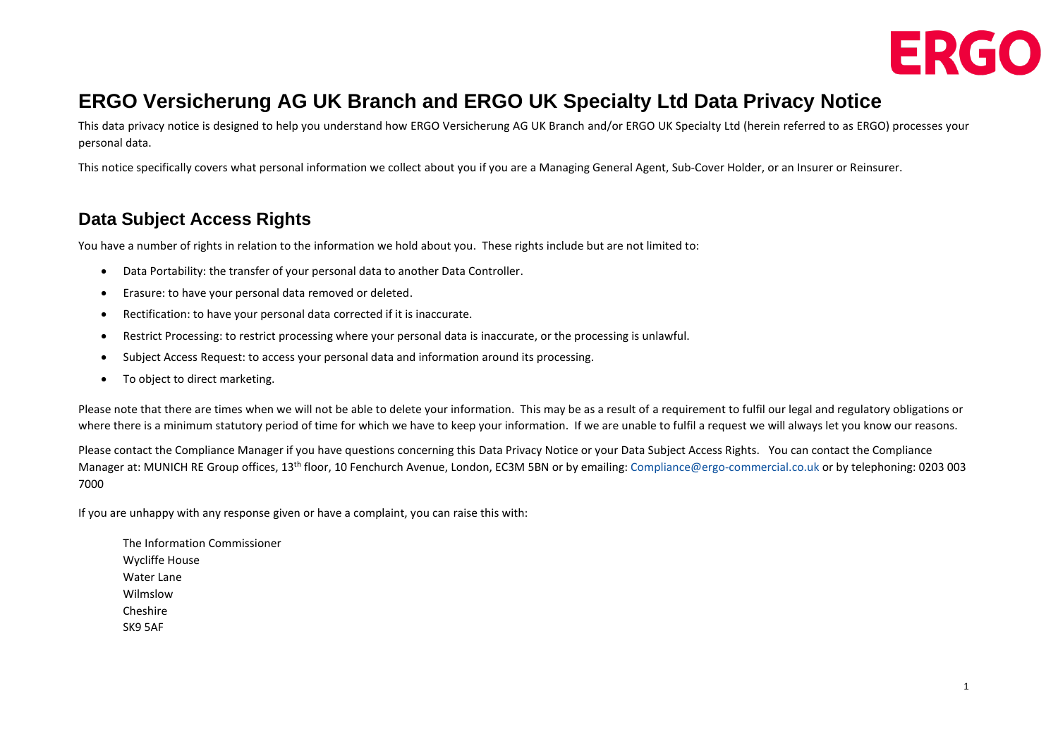# ERGO Versicherung AG UK Branch and ERGO UK Specialty Ltd Data Privacy Notice

This data privacy notice is designed to help you understand how ERGO Versicherung AG UK Branch and/or ERGO UK Specialty Ltd (herein referred to as ERGO) processes your personal data.

This notice specifically covers what personal information we collect about you if you are a Managing General Agent, Sub-Cover Holder, or an Insurer or Reinsurer.

## Data Subject Access Rights

You have a number of rights in relation to the information we hold about you. These rights include but are not limited to:

- Data Portability: the transfer of your personal data to another Data Controller.
- Erasure: to have your personal data removed or deleted.
- Rectification: to have your personal data corrected if it is inaccurate.
- Restrict Processing: to restrict processing where your personal data is inaccurate, or the processing is unlawful.
- Subject Access Request: to access your personal data and information around its processing.
- To object to direct marketing.

Please note that there are times when we will not be able to delete your information. This may be as a result of a requirement to fulfil our legal and regulatory obligations or where there is a minimum statutory period of time for which we have to keep your information. If we are unable to fulfil a request we will always let you know our reasons.

Please contact the Compliance Manager if you have questions concerning this Data Privacy Notice or your Data Subject Access Rights. You can contact the Compliance Manager at: MUNICH RE Group offices, 13th floor, 10 Fenchurch Avenue, London, EC3M 5BN or by emailing: Compliance@ergo-commercial.co.uk or by telephoning: 0203 003 7000

If you are unhappy with any response given or have a complaint, you can raise this with:

The Information Commissioner
Wycliffe House
Water Lane
Wilmslow
Cheshire
SK9 5AF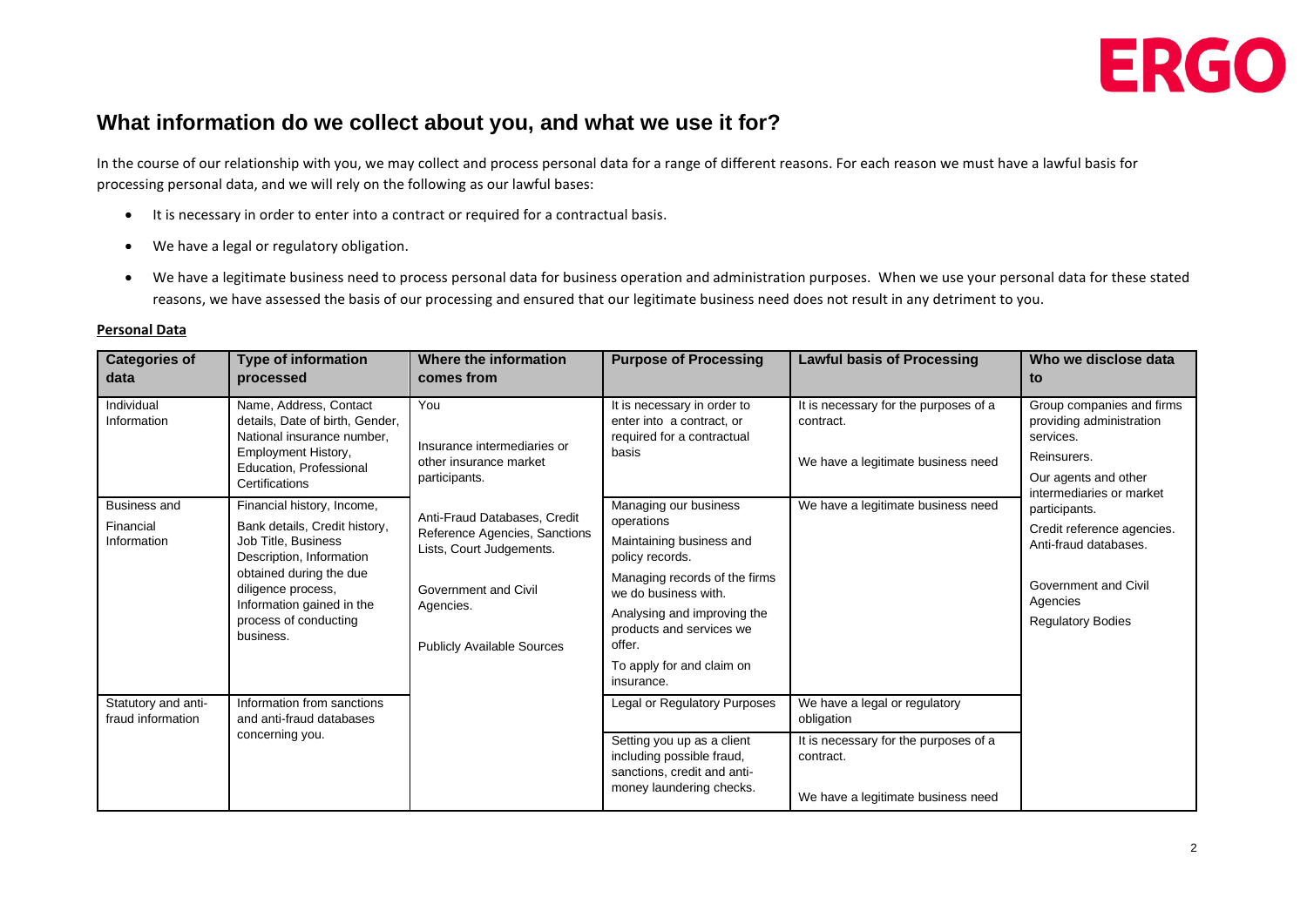## What information do we collect about you, and what we use it for?

In the course of our relationship with you, we may collect and process personal data for a range of different reasons. For each reason we must have a lawful basis for processing personal data, and we will rely on the following as our lawful bases:

- It is necessary in order to enter into a contract or required for a contractual basis.
- We have a legal or regulatory obligation.
- We have a legitimate business need to process personal data for business operation and administration purposes. When we use your personal data for these stated reasons, we have assessed the basis of our processing and ensured that our legitimate business need does not result in any detriment to you.

**Personal Data**

| Categories of data | Type of information processed | Where the information comes from | Purpose of Processing | Lawful basis of Processing | Who we disclose data to |
|---|---|---|---|---|---|
| Individual Information | Name, Address, Contact details, Date of birth, Gender, National insurance number, Employment History, Education, Professional Certifications | You<br><br>Insurance intermediaries or other insurance market participants.<br><br>Anti-Fraud Databases, Credit Reference Agencies, Sanctions Lists, Court Judgements.<br><br>Government and Civil Agencies.<br><br>Publicly Available Sources | It is necessary in order to enter into a contract, or required for a contractual basis | It is necessary for the purposes of a contract.<br><br>We have a legitimate business need | Group companies and firms providing administration services.<br><br>Reinsurers.<br><br>Our agents and other intermediaries or market participants.<br><br>Credit reference agencies.<br>Anti-fraud databases.<br><br>Government and Civil Agencies<br><br>Regulatory Bodies |
| Business and Financial Information | Financial history, Income, Bank details, Credit history, Job Title, Business Description, Information obtained during the due diligence process, Information gained in the process of conducting business. | | Managing our business operations<br><br>Maintaining business and policy records.<br><br>Managing records of the firms we do business with.<br><br>Analysing and improving the products and services we offer.<br><br>To apply for and claim on insurance. | We have a legitimate business need | |
| Statutory and anti-fraud information | Information from sanctions and anti-fraud databases concerning you. | | Legal or Regulatory Purposes | We have a legal or regulatory obligation | |
| | | | Setting you up as a client including possible fraud, sanctions, credit and anti-money laundering checks. | It is necessary for the purposes of a contract.<br><br>We have a legitimate business need | |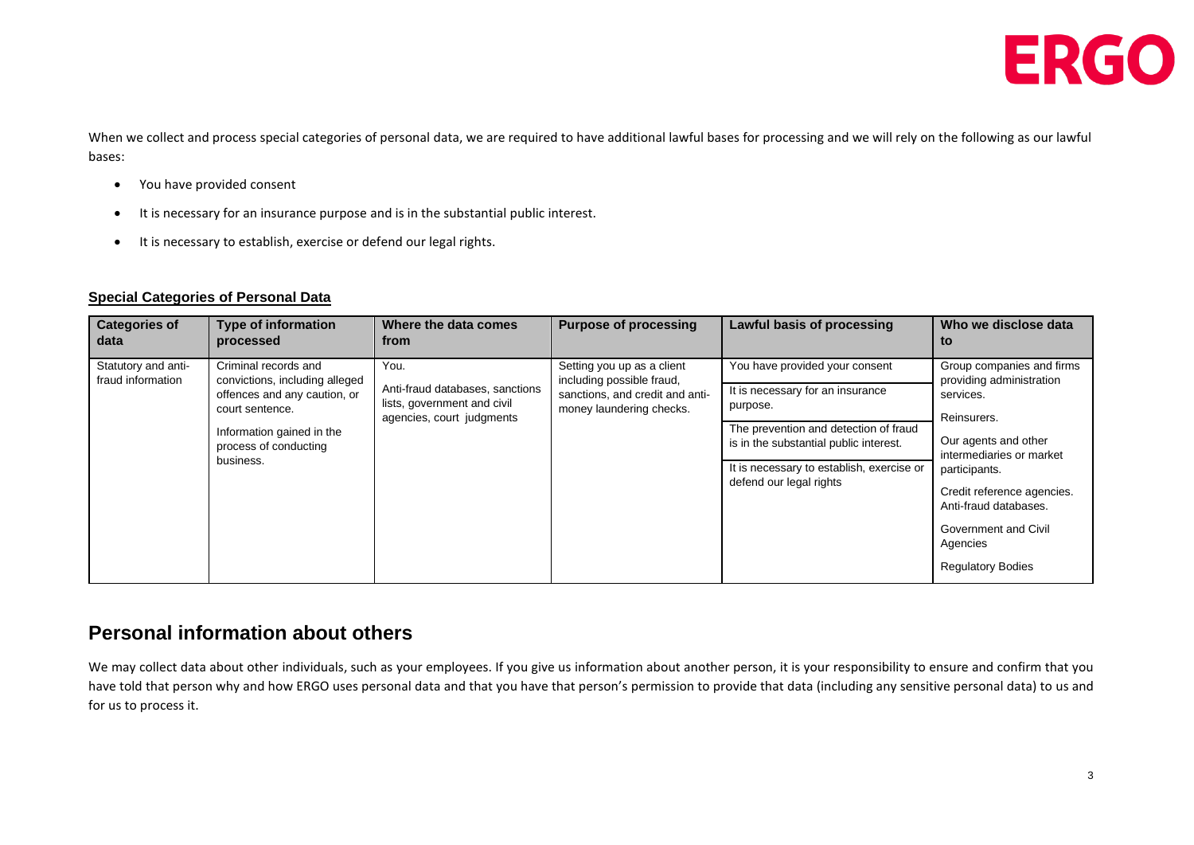When we collect and process special categories of personal data, we are required to have additional lawful bases for processing and we will rely on the following as our lawful bases:

- You have provided consent
- It is necessary for an insurance purpose and is in the substantial public interest.
- It is necessary to establish, exercise or defend our legal rights.

**Special Categories of Personal Data**

| Categories of data | Type of information processed | Where the data comes from | Purpose of processing | Lawful basis of processing | Who we disclose data to |
|---|---|---|---|---|---|
| Statutory and anti-fraud information | Criminal records and convictions, including alleged offences and any caution, or court sentence.<br><br>Information gained in the process of conducting business. | You.<br><br>Anti-fraud databases, sanctions lists, government and civil agencies, court judgments | Setting you up as a client including possible fraud, sanctions, and credit and anti-money laundering checks. | You have provided your consent<br><br>It is necessary for an insurance purpose.<br><br>The prevention and detection of fraud is in the substantial public interest.<br><br>It is necessary to establish, exercise or defend our legal rights | Group companies and firms providing administration services.<br><br>Reinsurers.<br><br>Our agents and other intermediaries or market participants.<br><br>Credit reference agencies. Anti-fraud databases.<br><br>Government and Civil Agencies<br><br>Regulatory Bodies |

## Personal information about others

We may collect data about other individuals, such as your employees. If you give us information about another person, it is your responsibility to ensure and confirm that you have told that person why and how ERGO uses personal data and that you have that person's permission to provide that data (including any sensitive personal data) to us and for us to process it.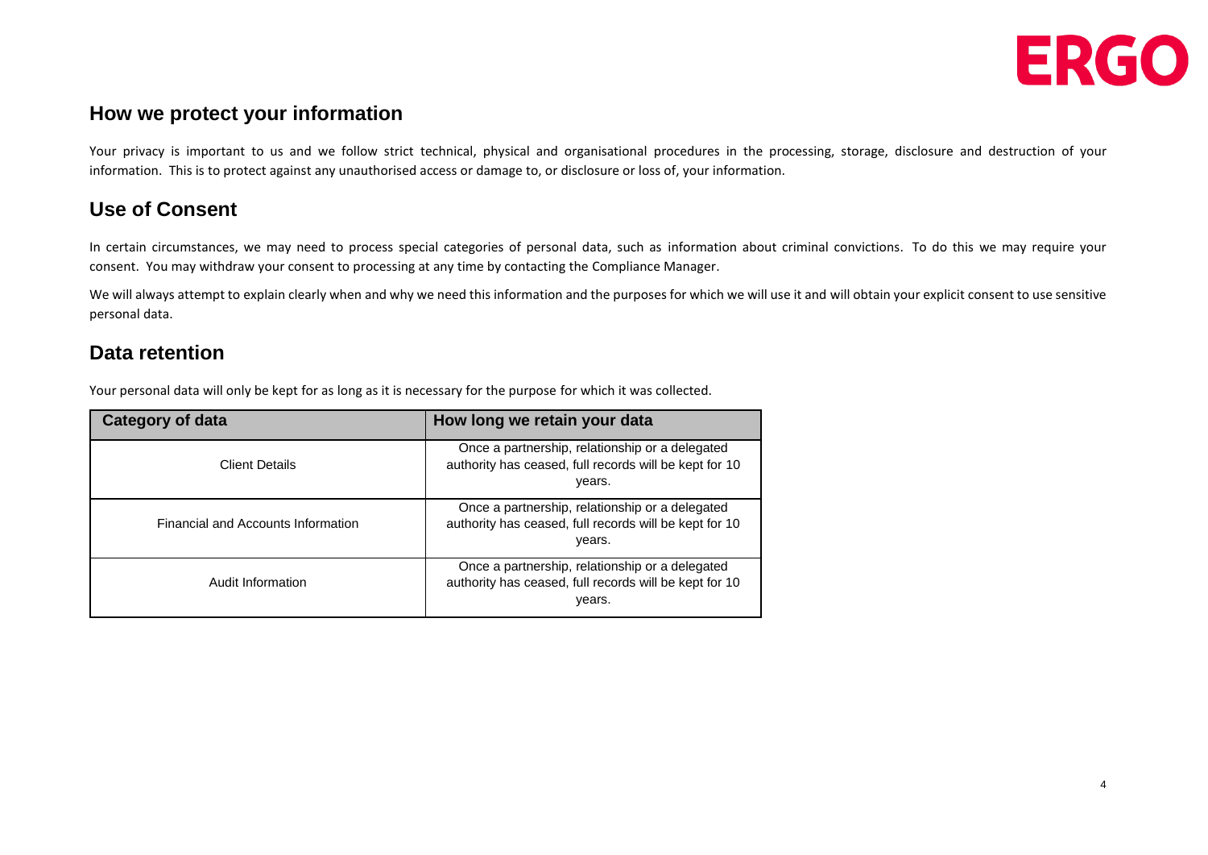## How we protect your information

Your privacy is important to us and we follow strict technical, physical and organisational procedures in the processing, storage, disclosure and destruction of your information. This is to protect against any unauthorised access or damage to, or disclosure or loss of, your information.

## Use of Consent

In certain circumstances, we may need to process special categories of personal data, such as information about criminal convictions. To do this we may require your consent. You may withdraw your consent to processing at any time by contacting the Compliance Manager.

We will always attempt to explain clearly when and why we need this information and the purposes for which we will use it and will obtain your explicit consent to use sensitive personal data.

## Data retention

Your personal data will only be kept for as long as it is necessary for the purpose for which it was collected.

| Category of data | How long we retain your data |
|---|---|
| Client Details | Once a partnership, relationship or a delegated authority has ceased, full records will be kept for 10 years. |
| Financial and Accounts Information | Once a partnership, relationship or a delegated authority has ceased, full records will be kept for 10 years. |
| Audit Information | Once a partnership, relationship or a delegated authority has ceased, full records will be kept for 10 years. |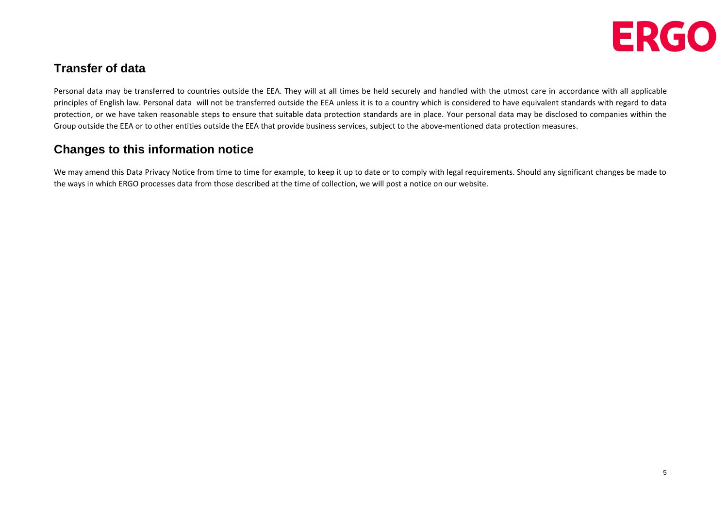## Transfer of data

Personal data may be transferred to countries outside the EEA. They will at all times be held securely and handled with the utmost care in accordance with all applicable principles of English law. Personal data will not be transferred outside the EEA unless it is to a country which is considered to have equivalent standards with regard to data protection, or we have taken reasonable steps to ensure that suitable data protection standards are in place. Your personal data may be disclosed to companies within the Group outside the EEA or to other entities outside the EEA that provide business services, subject to the above-mentioned data protection measures.

## Changes to this information notice

We may amend this Data Privacy Notice from time to time for example, to keep it up to date or to comply with legal requirements. Should any significant changes be made to the ways in which ERGO processes data from those described at the time of collection, we will post a notice on our website.